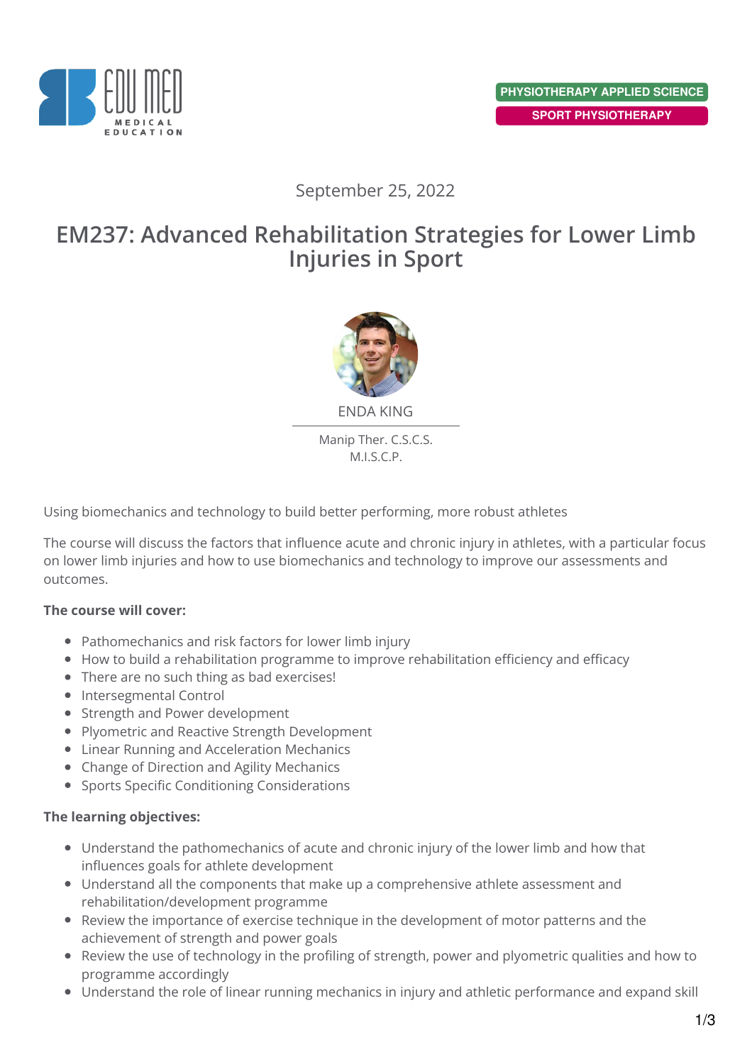PHYSIOTHERAPY APPLIED SCIENCE

SPORT PHYSIOTHERAPY

September 25, 2022

# EM237: Advanced Rehabilitation Strategies for Lower Limb Injuries in Sport

ENDA KING

Manip Ther. C.S.C.S.
M.I.S.C.P.

Using biomechanics and technology to build better performing, more robust athletes

The course will discuss the factors that influence acute and chronic injury in athletes, with a particular focus on lower limb injuries and how to use biomechanics and technology to improve our assessments and outcomes.

**The course will cover:**

- Pathomechanics and risk factors for lower limb injury
- How to build a rehabilitation programme to improve rehabilitation efficiency and efficacy
- There are no such thing as bad exercises!
- Intersegmental Control
- Strength and Power development
- Plyometric and Reactive Strength Development
- Linear Running and Acceleration Mechanics
- Change of Direction and Agility Mechanics
- Sports Specific Conditioning Considerations

**The learning objectives:**

- Understand the pathomechanics of acute and chronic injury of the lower limb and how that influences goals for athlete development
- Understand all the components that make up a comprehensive athlete assessment and rehabilitation/development programme
- Review the importance of exercise technique in the development of motor patterns and the achievement of strength and power goals
- Review the use of technology in the profiling of strength, power and plyometric qualities and how to programme accordingly
- Understand the role of linear running mechanics in injury and athletic performance and expand skill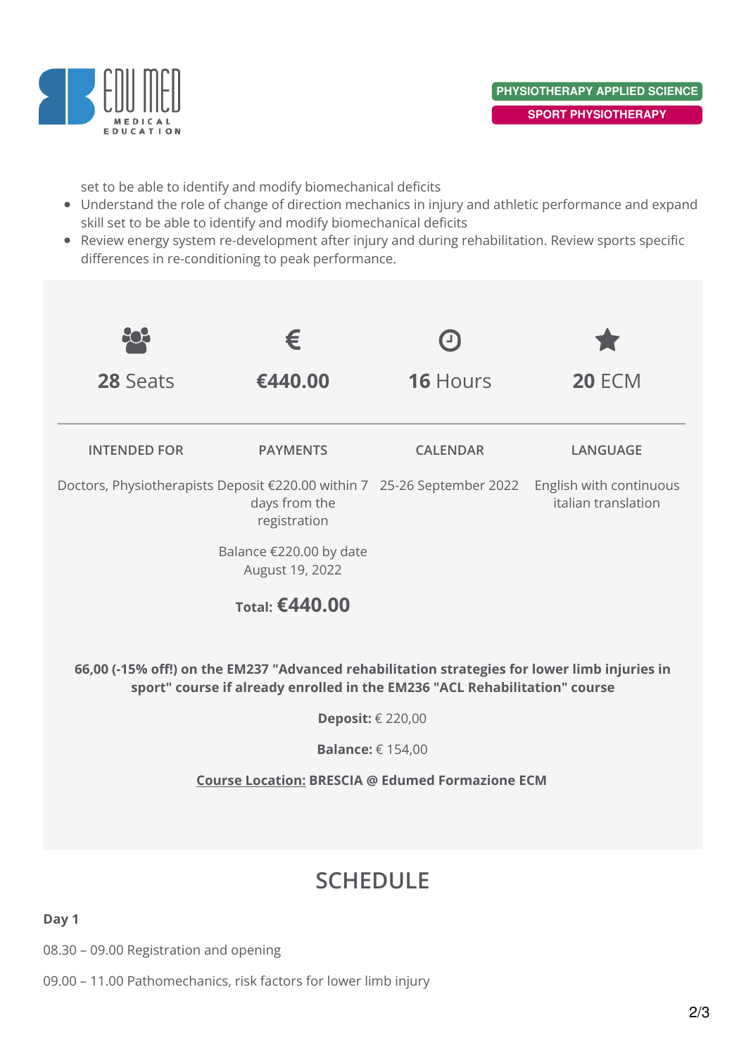set to be able to identify and modify biomechanical deficits

- Understand the role of change of direction mechanics in injury and athletic performance and expand skill set to be able to identify and modify biomechanical deficits
- Review energy system re-development after injury and during rehabilitation. Review sports specific differences in re-conditioning to peak performance.

| **28** Seats | **€440.00** | **16** Hours | **20** ECM |
|---|---|---|---|
| INTENDED FOR | PAYMENTS | CALENDAR | LANGUAGE |
| Doctors, Physiotherapists | Deposit €220.00 within 7 days from the registration<br><br>Balance €220.00 by date August 19, 2022<br><br>**Total: €440.00** | 25-26 September 2022 | English with continuous italian translation |

**66,00 (-15% off!) on the EM237 "Advanced rehabilitation strategies for lower limb injuries in sport" course if already enrolled in the EM236 "ACL Rehabilitation" course**

**Deposit:** € 220,00

**Balance:** € 154,00

**Course Location:** **BRESCIA @ Edumed Formazione ECM**

## SCHEDULE

**Day 1**

08.30 – 09.00 Registration and opening

09.00 – 11.00 Pathomechanics, risk factors for lower limb injury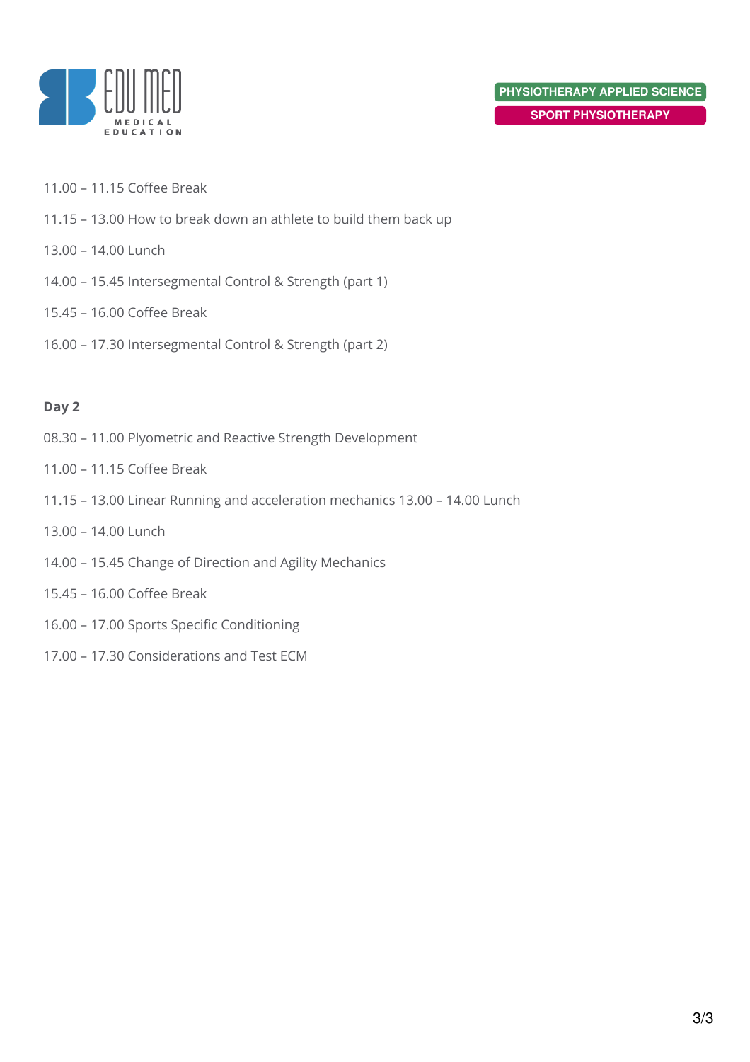11.00 – 11.15 Coffee Break

11.15 – 13.00 How to break down an athlete to build them back up

13.00 – 14.00 Lunch

14.00 – 15.45 Intersegmental Control & Strength (part 1)

15.45 – 16.00 Coffee Break

16.00 – 17.30 Intersegmental Control & Strength (part 2)

**Day 2**

08.30 – 11.00 Plyometric and Reactive Strength Development

11.00 – 11.15 Coffee Break

11.15 – 13.00 Linear Running and acceleration mechanics 13.00 – 14.00 Lunch

13.00 – 14.00 Lunch

14.00 – 15.45 Change of Direction and Agility Mechanics

15.45 – 16.00 Coffee Break

16.00 – 17.00 Sports Specific Conditioning

17.00 – 17.30 Considerations and Test ECM